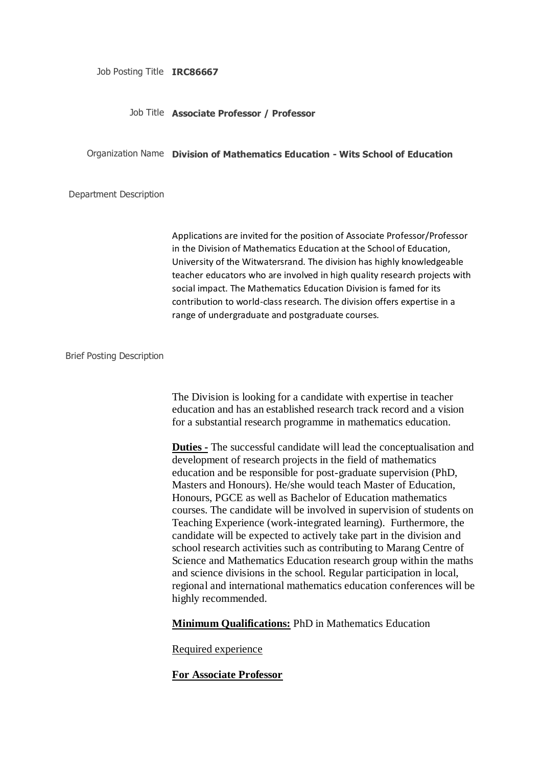Job Posting Title **IRC86667**

Job Title **Associate Professor / Professor**

Organization Name **Division of Mathematics Education - Wits School of Education**

Department Description

Applications are invited for the position of Associate Professor/Professor in the Division of Mathematics Education at the School of Education, University of the Witwatersrand. The division has highly knowledgeable teacher educators who are involved in high quality research projects with social impact. The Mathematics Education Division is famed for its contribution to world-class research. The division offers expertise in a range of undergraduate and postgraduate courses.

Brief Posting Description

The Division is looking for a candidate with expertise in teacher education and has an established research track record and a vision for a substantial research programme in mathematics education.

**Duties -** The successful candidate will lead the conceptualisation and development of research projects in the field of mathematics education and be responsible for post-graduate supervision (PhD, Masters and Honours). He/she would teach Master of Education, Honours, PGCE as well as Bachelor of Education mathematics courses. The candidate will be involved in supervision of students on Teaching Experience (work-integrated learning). Furthermore, the candidate will be expected to actively take part in the division and school research activities such as contributing to Marang Centre of Science and Mathematics Education research group within the maths and science divisions in the school. Regular participation in local, regional and international mathematics education conferences will be highly recommended.

**Minimum Qualifications:** PhD in Mathematics Education

Required experience

**For Associate Professor**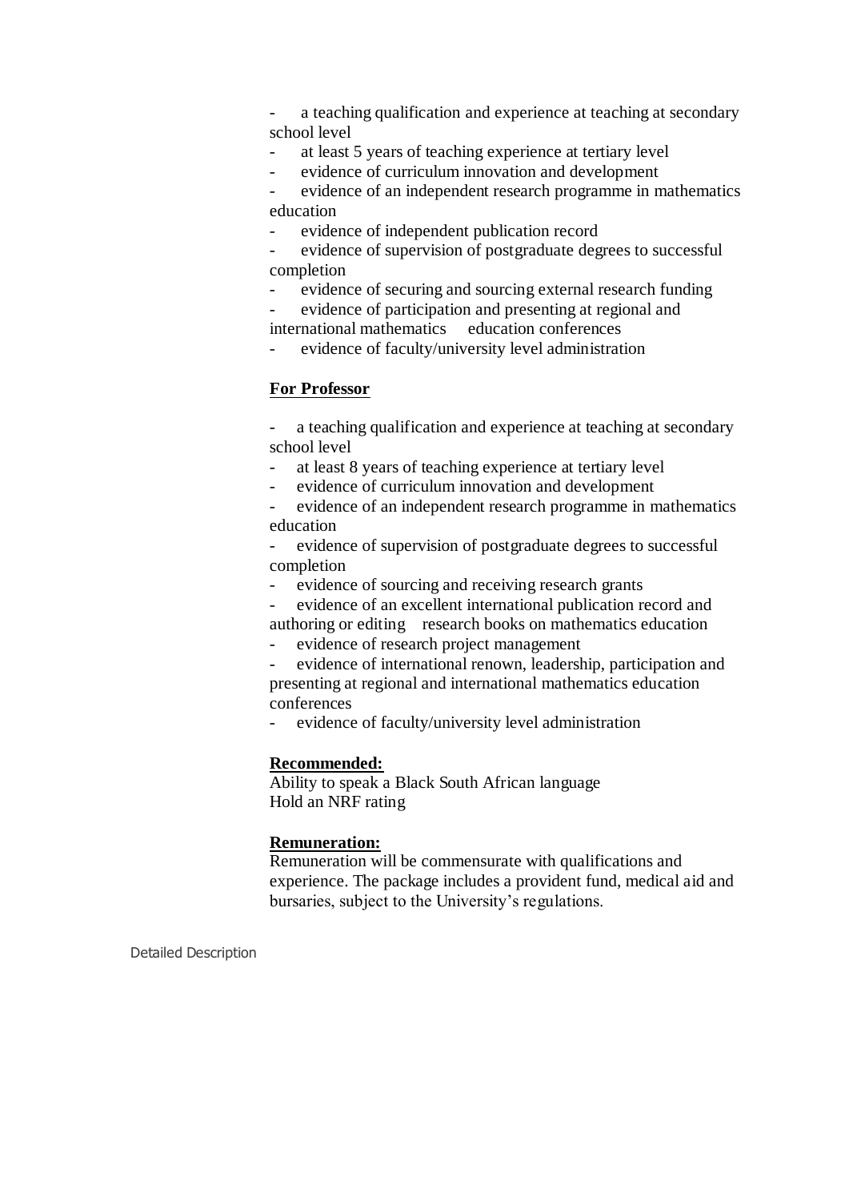- a teaching qualification and experience at teaching at secondary school level
- at least 5 years of teaching experience at tertiary level
- evidence of curriculum innovation and development
- evidence of an independent research programme in mathematics education
- evidence of independent publication record
- evidence of supervision of postgraduate degrees to successful completion
- evidence of securing and sourcing external research funding
- evidence of participation and presenting at regional and international mathematics education conferences
- evidence of faculty/university level administration

**For Professor**

- a teaching qualification and experience at teaching at secondary school level
- at least 8 years of teaching experience at tertiary level
- evidence of curriculum innovation and development
- evidence of an independent research programme in mathematics education
- evidence of supervision of postgraduate degrees to successful completion
- evidence of sourcing and receiving research grants
- evidence of an excellent international publication record and authoring or editing research books on mathematics education
- evidence of research project management
- evidence of international renown, leadership, participation and presenting at regional and international mathematics education conferences
- evidence of faculty/university level administration

**Recommended:**

Ability to speak a Black South African language
Hold an NRF rating

**Remuneration:**

Remuneration will be commensurate with qualifications and experience. The package includes a provident fund, medical aid and bursaries, subject to the University's regulations.

Detailed Description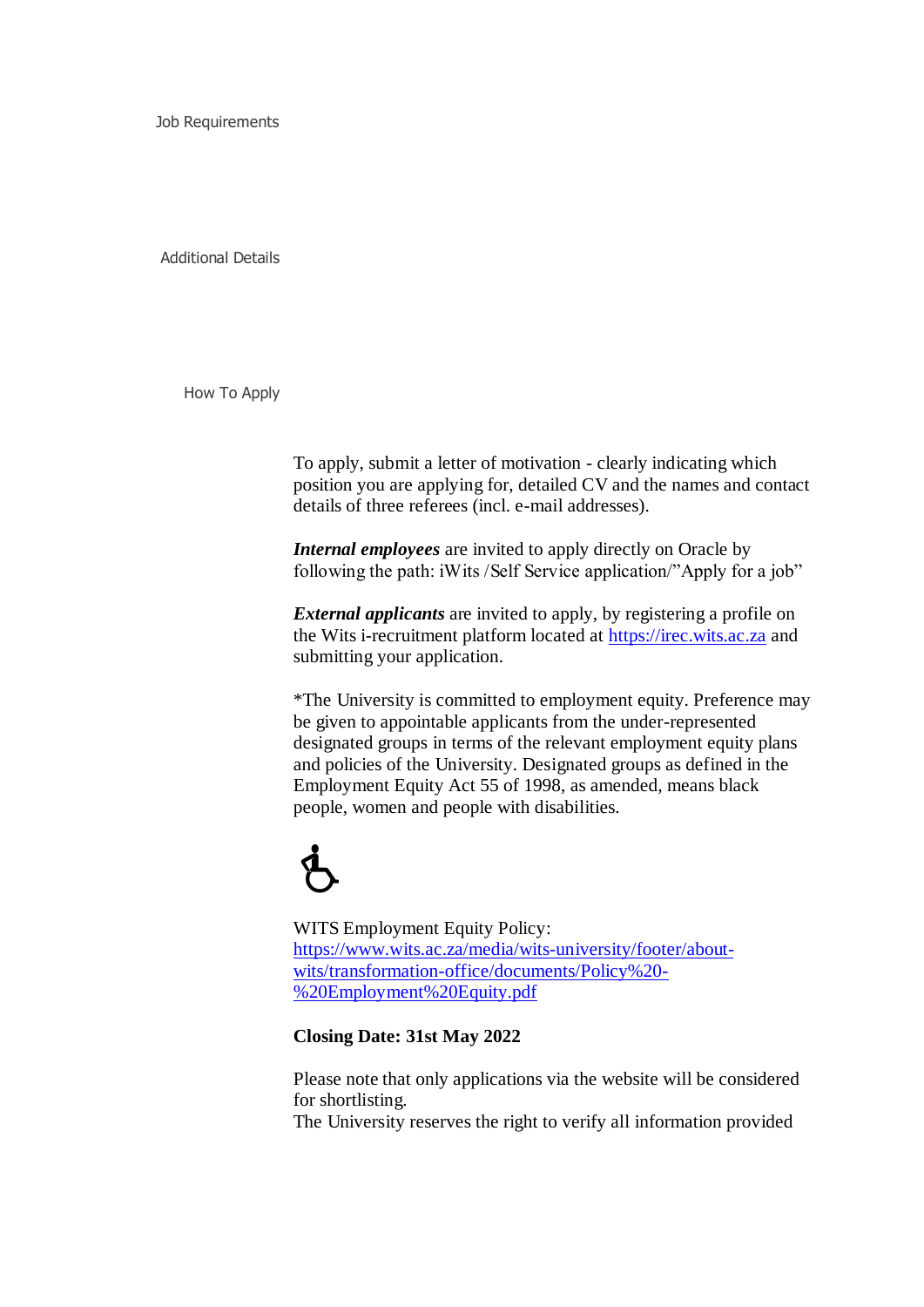Job Requirements

Additional Details

How To Apply

To apply, submit a letter of motivation - clearly indicating which position you are applying for, detailed CV and the names and contact details of three referees (incl. e-mail addresses).

***Internal employees*** are invited to apply directly on Oracle by following the path: iWits /Self Service application/"Apply for a job"

***External applicants*** are invited to apply, by registering a profile on the Wits i-recruitment platform located at https://irec.wits.ac.za and submitting your application.

*The University is committed to employment equity. Preference may be given to appointable applicants from the under-represented designated groups in terms of the relevant employment equity plans and policies of the University. Designated groups as defined in the Employment Equity Act 55 of 1998, as amended, means black people, women and people with disabilities.

♿

WITS Employment Equity Policy: https://www.wits.ac.za/media/wits-university/footer/about-wits/transformation-office/documents/Policy%20-%20Employment%20Equity.pdf

**Closing Date: 31st May 2022**

Please note that only applications via the website will be considered for shortlisting.
The University reserves the right to verify all information provided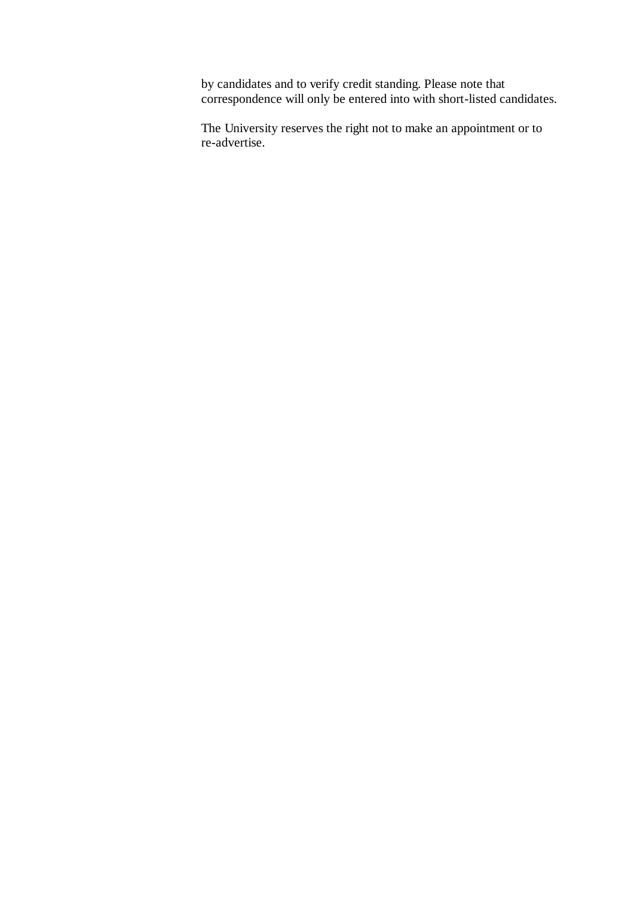by candidates and to verify credit standing. Please note that correspondence will only be entered into with short-listed candidates.

The University reserves the right not to make an appointment or to re-advertise.